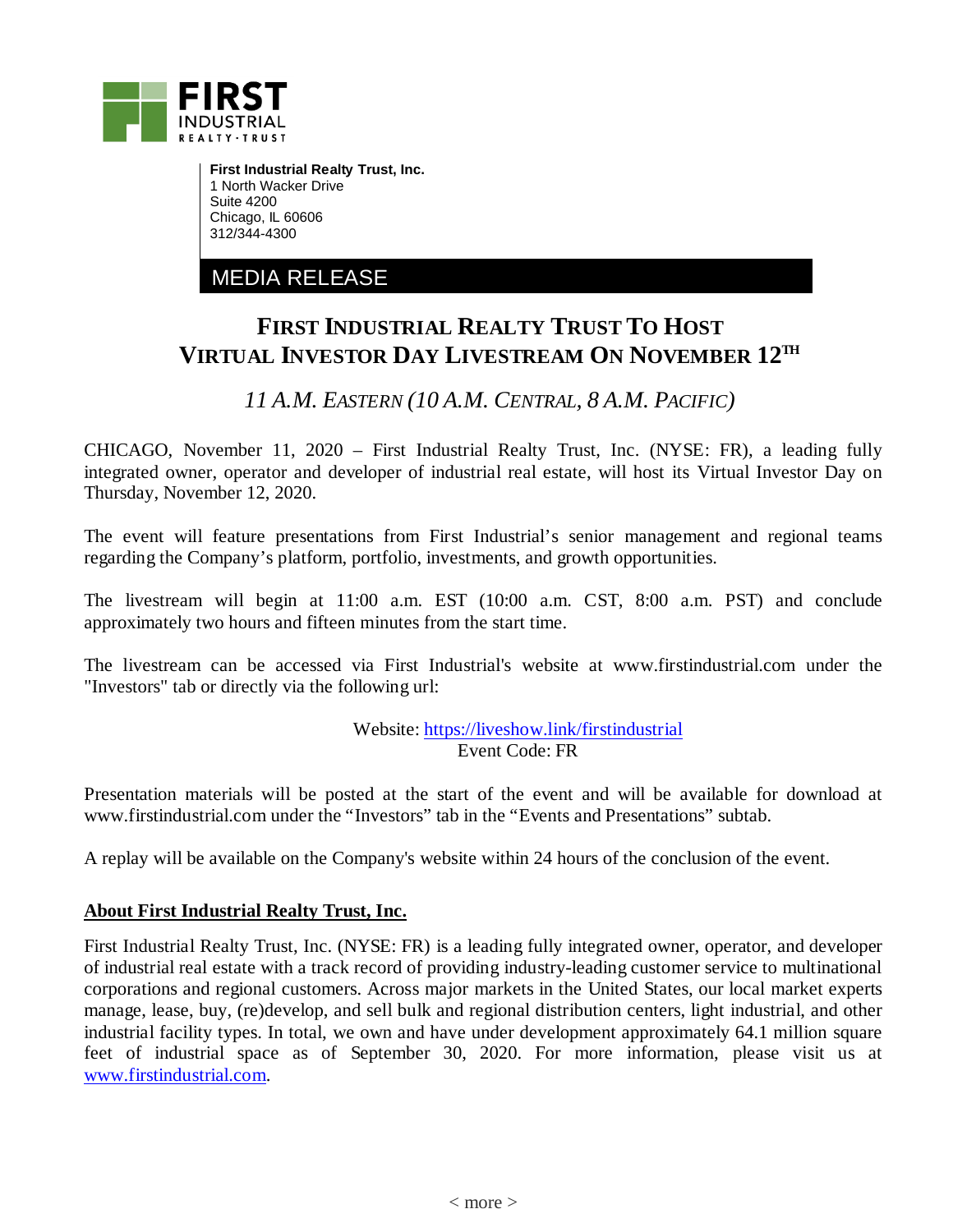**First Industrial Realty Trust, Inc.**
1 North Wacker Drive
Suite 4200
Chicago, IL 60606
312/344-4300

MEDIA RELEASE

# FIRST INDUSTRIAL REALTY TRUST TO HOST VIRTUAL INVESTOR DAY LIVESTREAM ON NOVEMBER 12TH

*11 A.M. EASTERN (10 A.M. CENTRAL, 8 A.M. PACIFIC)*

CHICAGO, November 11, 2020 – First Industrial Realty Trust, Inc. (NYSE: FR), a leading fully integrated owner, operator and developer of industrial real estate, will host its Virtual Investor Day on Thursday, November 12, 2020.

The event will feature presentations from First Industrial's senior management and regional teams regarding the Company's platform, portfolio, investments, and growth opportunities.

The livestream will begin at 11:00 a.m. EST (10:00 a.m. CST, 8:00 a.m. PST) and conclude approximately two hours and fifteen minutes from the start time.

The livestream can be accessed via First Industrial's website at www.firstindustrial.com under the "Investors" tab or directly via the following url:

Website: https://liveshow.link/firstindustrial
Event Code: FR

Presentation materials will be posted at the start of the event and will be available for download at www.firstindustrial.com under the "Investors" tab in the "Events and Presentations" subtab.

A replay will be available on the Company's website within 24 hours of the conclusion of the event.

**About First Industrial Realty Trust, Inc.**

First Industrial Realty Trust, Inc. (NYSE: FR) is a leading fully integrated owner, operator, and developer of industrial real estate with a track record of providing industry-leading customer service to multinational corporations and regional customers. Across major markets in the United States, our local market experts manage, lease, buy, (re)develop, and sell bulk and regional distribution centers, light industrial, and other industrial facility types. In total, we own and have under development approximately 64.1 million square feet of industrial space as of September 30, 2020. For more information, please visit us at www.firstindustrial.com.

< more >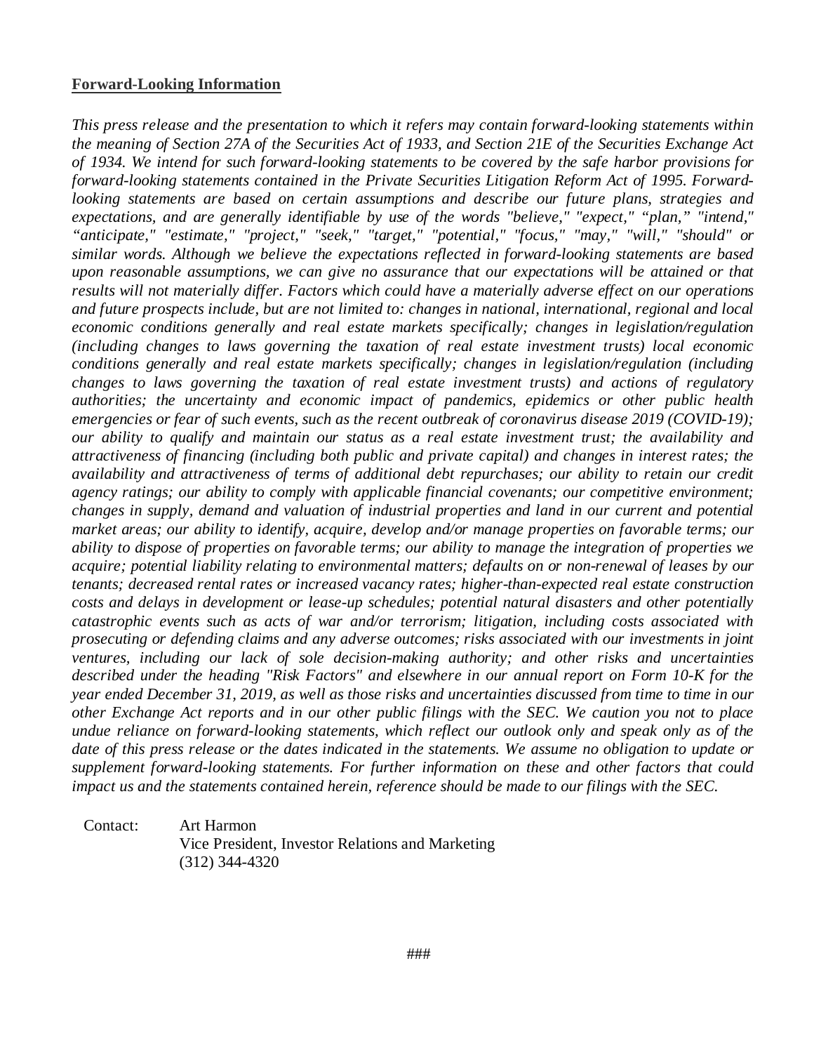**Forward-Looking Information**

*This press release and the presentation to which it refers may contain forward-looking statements within the meaning of Section 27A of the Securities Act of 1933, and Section 21E of the Securities Exchange Act of 1934. We intend for such forward-looking statements to be covered by the safe harbor provisions for forward-looking statements contained in the Private Securities Litigation Reform Act of 1995. Forward-looking statements are based on certain assumptions and describe our future plans, strategies and expectations, and are generally identifiable by use of the words "believe," "expect," "plan," "intend," "anticipate," "estimate," "project," "seek," "target," "potential," "focus," "may," "will," "should" or similar words. Although we believe the expectations reflected in forward-looking statements are based upon reasonable assumptions, we can give no assurance that our expectations will be attained or that results will not materially differ. Factors which could have a materially adverse effect on our operations and future prospects include, but are not limited to: changes in national, international, regional and local economic conditions generally and real estate markets specifically; changes in legislation/regulation (including changes to laws governing the taxation of real estate investment trusts) local economic conditions generally and real estate markets specifically; changes in legislation/regulation (including changes to laws governing the taxation of real estate investment trusts) and actions of regulatory authorities; the uncertainty and economic impact of pandemics, epidemics or other public health emergencies or fear of such events, such as the recent outbreak of coronavirus disease 2019 (COVID-19); our ability to qualify and maintain our status as a real estate investment trust; the availability and attractiveness of financing (including both public and private capital) and changes in interest rates; the availability and attractiveness of terms of additional debt repurchases; our ability to retain our credit agency ratings; our ability to comply with applicable financial covenants; our competitive environment; changes in supply, demand and valuation of industrial properties and land in our current and potential market areas; our ability to identify, acquire, develop and/or manage properties on favorable terms; our ability to dispose of properties on favorable terms; our ability to manage the integration of properties we acquire; potential liability relating to environmental matters; defaults on or non-renewal of leases by our tenants; decreased rental rates or increased vacancy rates; higher-than-expected real estate construction costs and delays in development or lease-up schedules; potential natural disasters and other potentially catastrophic events such as acts of war and/or terrorism; litigation, including costs associated with prosecuting or defending claims and any adverse outcomes; risks associated with our investments in joint ventures, including our lack of sole decision-making authority; and other risks and uncertainties described under the heading "Risk Factors" and elsewhere in our annual report on Form 10-K for the year ended December 31, 2019, as well as those risks and uncertainties discussed from time to time in our other Exchange Act reports and in our other public filings with the SEC. We caution you not to place undue reliance on forward-looking statements, which reflect our outlook only and speak only as of the date of this press release or the dates indicated in the statements. We assume no obligation to update or supplement forward-looking statements. For further information on these and other factors that could impact us and the statements contained herein, reference should be made to our filings with the SEC.*

Contact: Art Harmon
Vice President, Investor Relations and Marketing
(312) 344-4320

###